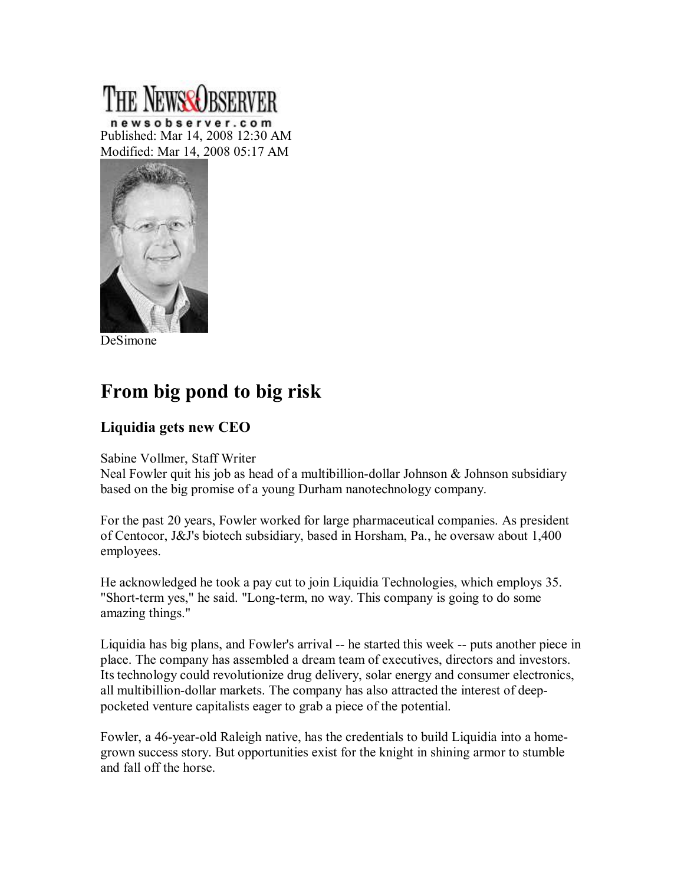THE NEWS&OBSERVER
newsobserver.com

Published: Mar 14, 2008 12:30 AM
Modified: Mar 14, 2008 05:17 AM

DeSimone

# From big pond to big risk

## Liquidia gets new CEO

Sabine Vollmer, Staff Writer

Neal Fowler quit his job as head of a multibillion-dollar Johnson & Johnson subsidiary based on the big promise of a young Durham nanotechnology company.

For the past 20 years, Fowler worked for large pharmaceutical companies. As president of Centocor, J&J's biotech subsidiary, based in Horsham, Pa., he oversaw about 1,400 employees.

He acknowledged he took a pay cut to join Liquidia Technologies, which employs 35. "Short-term yes," he said. "Long-term, no way. This company is going to do some amazing things."

Liquidia has big plans, and Fowler's arrival -- he started this week -- puts another piece in place. The company has assembled a dream team of executives, directors and investors. Its technology could revolutionize drug delivery, solar energy and consumer electronics, all multibillion-dollar markets. The company has also attracted the interest of deep-pocketed venture capitalists eager to grab a piece of the potential.

Fowler, a 46-year-old Raleigh native, has the credentials to build Liquidia into a home-grown success story. But opportunities exist for the knight in shining armor to stumble and fall off the horse.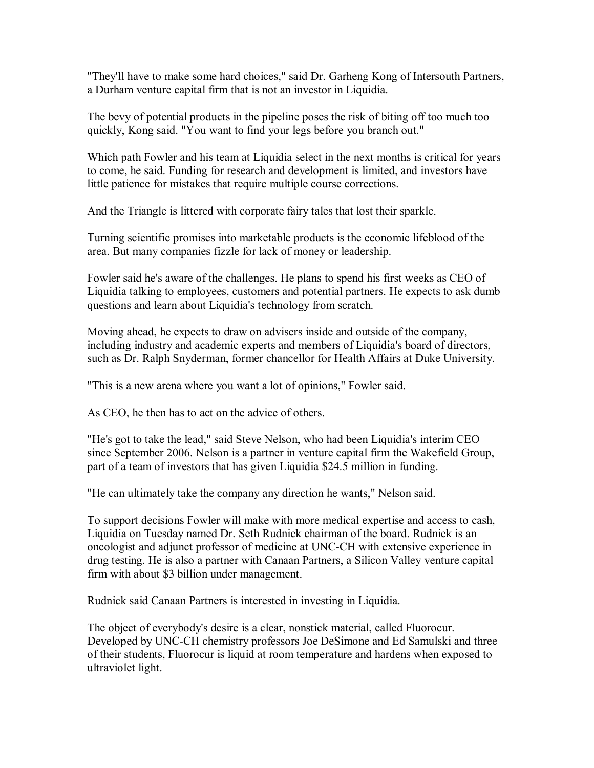"They'll have to make some hard choices," said Dr. Garheng Kong of Intersouth Partners, a Durham venture capital firm that is not an investor in Liquidia.

The bevy of potential products in the pipeline poses the risk of biting off too much too quickly, Kong said. "You want to find your legs before you branch out."

Which path Fowler and his team at Liquidia select in the next months is critical for years to come, he said. Funding for research and development is limited, and investors have little patience for mistakes that require multiple course corrections.

And the Triangle is littered with corporate fairy tales that lost their sparkle.

Turning scientific promises into marketable products is the economic lifeblood of the area. But many companies fizzle for lack of money or leadership.

Fowler said he's aware of the challenges. He plans to spend his first weeks as CEO of Liquidia talking to employees, customers and potential partners. He expects to ask dumb questions and learn about Liquidia's technology from scratch.

Moving ahead, he expects to draw on advisers inside and outside of the company, including industry and academic experts and members of Liquidia's board of directors, such as Dr. Ralph Snyderman, former chancellor for Health Affairs at Duke University.

"This is a new arena where you want a lot of opinions," Fowler said.

As CEO, he then has to act on the advice of others.

"He's got to take the lead," said Steve Nelson, who had been Liquidia's interim CEO since September 2006. Nelson is a partner in venture capital firm the Wakefield Group, part of a team of investors that has given Liquidia $24.5 million in funding.

"He can ultimately take the company any direction he wants," Nelson said.

To support decisions Fowler will make with more medical expertise and access to cash, Liquidia on Tuesday named Dr. Seth Rudnick chairman of the board. Rudnick is an oncologist and adjunct professor of medicine at UNC-CH with extensive experience in drug testing. He is also a partner with Canaan Partners, a Silicon Valley venture capital firm with about $3 billion under management.

Rudnick said Canaan Partners is interested in investing in Liquidia.

The object of everybody's desire is a clear, nonstick material, called Fluorocur. Developed by UNC-CH chemistry professors Joe DeSimone and Ed Samulski and three of their students, Fluorocur is liquid at room temperature and hardens when exposed to ultraviolet light.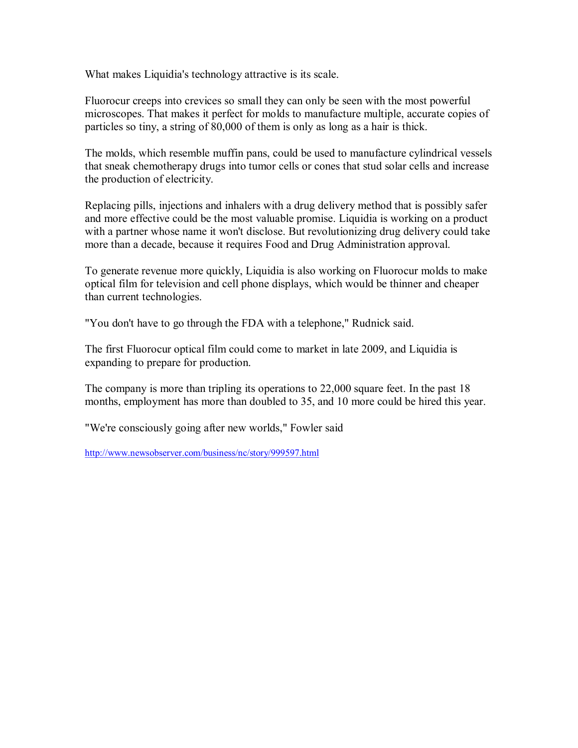What makes Liquidia's technology attractive is its scale.

Fluorocur creeps into crevices so small they can only be seen with the most powerful microscopes. That makes it perfect for molds to manufacture multiple, accurate copies of particles so tiny, a string of 80,000 of them is only as long as a hair is thick.

The molds, which resemble muffin pans, could be used to manufacture cylindrical vessels that sneak chemotherapy drugs into tumor cells or cones that stud solar cells and increase the production of electricity.

Replacing pills, injections and inhalers with a drug delivery method that is possibly safer and more effective could be the most valuable promise. Liquidia is working on a product with a partner whose name it won't disclose. But revolutionizing drug delivery could take more than a decade, because it requires Food and Drug Administration approval.

To generate revenue more quickly, Liquidia is also working on Fluorocur molds to make optical film for television and cell phone displays, which would be thinner and cheaper than current technologies.

"You don't have to go through the FDA with a telephone," Rudnick said.

The first Fluorocur optical film could come to market in late 2009, and Liquidia is expanding to prepare for production.

The company is more than tripling its operations to 22,000 square feet. In the past 18 months, employment has more than doubled to 35, and 10 more could be hired this year.

"We're consciously going after new worlds," Fowler said

http://www.newsobserver.com/business/nc/story/999597.html